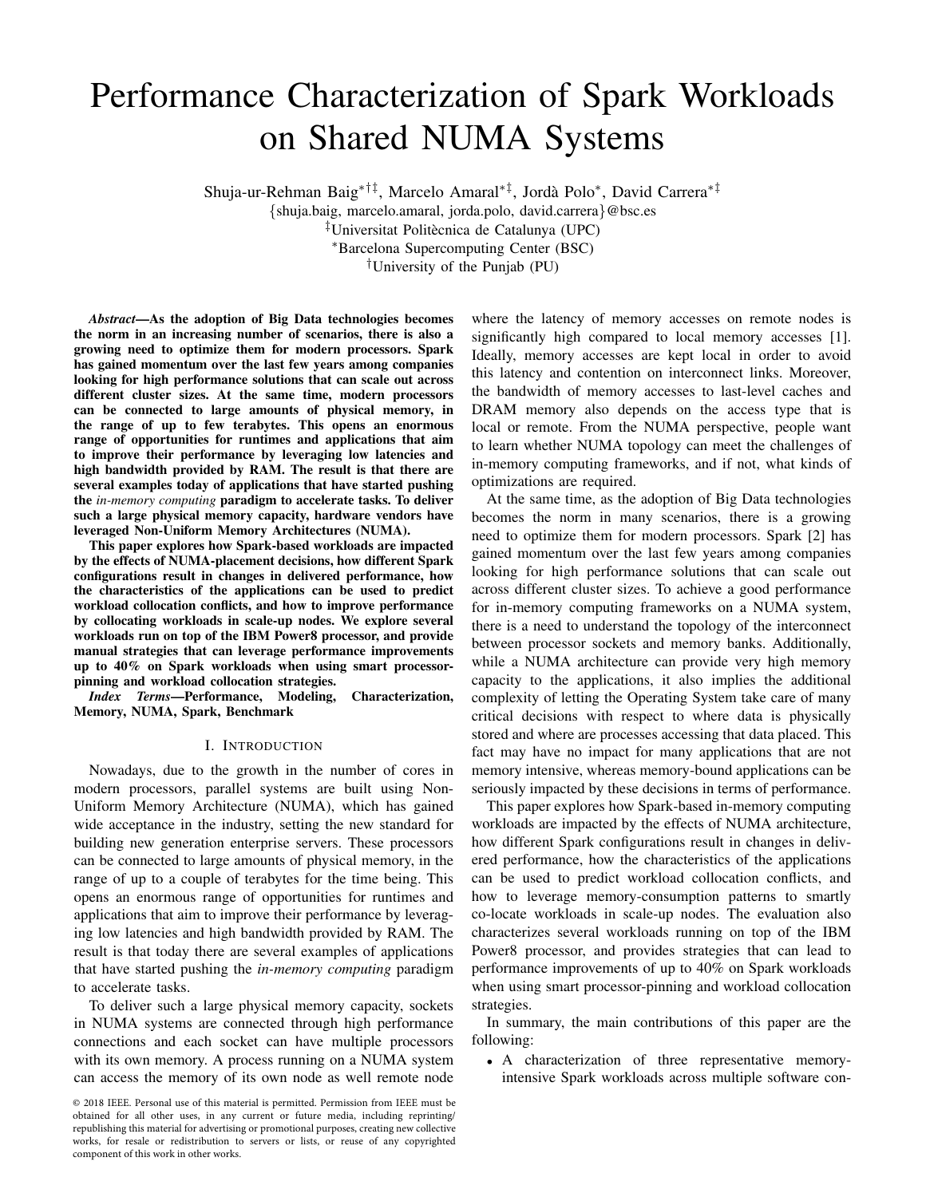# Performance Characterization of Spark Workloads on Shared NUMA Systems

Shuja-ur-Rehman Baig[*†‡], Marcelo Amaral[*‡], Jordà Polo[*], David Carrera[*‡]

{shuja.baig, marcelo.amaral, jorda.polo, david.carrera}@bsc.es

[‡]Universitat Politècnica de Catalunya (UPC)

[*]Barcelona Supercomputing Center (BSC)

[†]University of the Punjab (PU)

***Abstract*—As the adoption of Big Data technologies becomes the norm in an increasing number of scenarios, there is also a growing need to optimize them for modern processors. Spark has gained momentum over the last few years among companies looking for high performance solutions that can scale out across different cluster sizes. At the same time, modern processors can be connected to large amounts of physical memory, in the range of up to few terabytes. This opens an enormous range of opportunities for runtimes and applications that aim to improve their performance by leveraging low latencies and high bandwidth provided by RAM. The result is that there are several examples today of applications that have started pushing the *in-memory computing* paradigm to accelerate tasks. To deliver such a large physical memory capacity, hardware vendors have leveraged Non-Uniform Memory Architectures (NUMA).**

**This paper explores how Spark-based workloads are impacted by the effects of NUMA-placement decisions, how different Spark configurations result in changes in delivered performance, how the characteristics of the applications can be used to predict workload collocation conflicts, and how to improve performance by collocating workloads in scale-up nodes. We explore several workloads run on top of the IBM Power8 processor, and provide manual strategies that can leverage performance improvements up to 40% on Spark workloads when using smart processor-pinning and workload collocation strategies.**

***Index Terms*—Performance, Modeling, Characterization, Memory, NUMA, Spark, Benchmark**

## I. Introduction

Nowadays, due to the growth in the number of cores in modern processors, parallel systems are built using Non-Uniform Memory Architecture (NUMA), which has gained wide acceptance in the industry, setting the new standard for building new generation enterprise servers. These processors can be connected to large amounts of physical memory, in the range of up to a couple of terabytes for the time being. This opens an enormous range of opportunities for runtimes and applications that aim to improve their performance by leveraging low latencies and high bandwidth provided by RAM. The result is that today there are several examples of applications that have started pushing the *in-memory computing* paradigm to accelerate tasks.

To deliver such a large physical memory capacity, sockets in NUMA systems are connected through high performance connections and each socket can have multiple processors with its own memory. A process running on a NUMA system can access the memory of its own node as well remote node where the latency of memory accesses on remote nodes is significantly high compared to local memory accesses [1]. Ideally, memory accesses are kept local in order to avoid this latency and contention on interconnect links. Moreover, the bandwidth of memory accesses to last-level caches and DRAM memory also depends on the access type that is local or remote. From the NUMA perspective, people want to learn whether NUMA topology can meet the challenges of in-memory computing frameworks, and if not, what kinds of optimizations are required.

At the same time, as the adoption of Big Data technologies becomes the norm in many scenarios, there is a growing need to optimize them for modern processors. Spark [2] has gained momentum over the last few years among companies looking for high performance solutions that can scale out across different cluster sizes. To achieve a good performance for in-memory computing frameworks on a NUMA system, there is a need to understand the topology of the interconnect between processor sockets and memory banks. Additionally, while a NUMA architecture can provide very high memory capacity to the applications, it also implies the additional complexity of letting the Operating System take care of many critical decisions with respect to where data is physically stored and where are processes accessing that data placed. This fact may have no impact for many applications that are not memory intensive, whereas memory-bound applications can be seriously impacted by these decisions in terms of performance.

This paper explores how Spark-based in-memory computing workloads are impacted by the effects of NUMA architecture, how different Spark configurations result in changes in delivered performance, how the characteristics of the applications can be used to predict workload collocation conflicts, and how to leverage memory-consumption patterns to smartly co-locate workloads in scale-up nodes. The evaluation also characterizes several workloads running on top of the IBM Power8 processor, and provides strategies that can lead to performance improvements of up to 40% on Spark workloads when using smart processor-pinning and workload collocation strategies.

In summary, the main contributions of this paper are the following:

- A characterization of three representative memory-intensive Spark workloads across multiple software con-

© 2018 IEEE. Personal use of this material is permitted. Permission from IEEE must be obtained for all other uses, in any current or future media, including reprinting/republishing this material for advertising or promotional purposes, creating new collective works, for resale or redistribution to servers or lists, or reuse of any copyrighted component of this work in other works.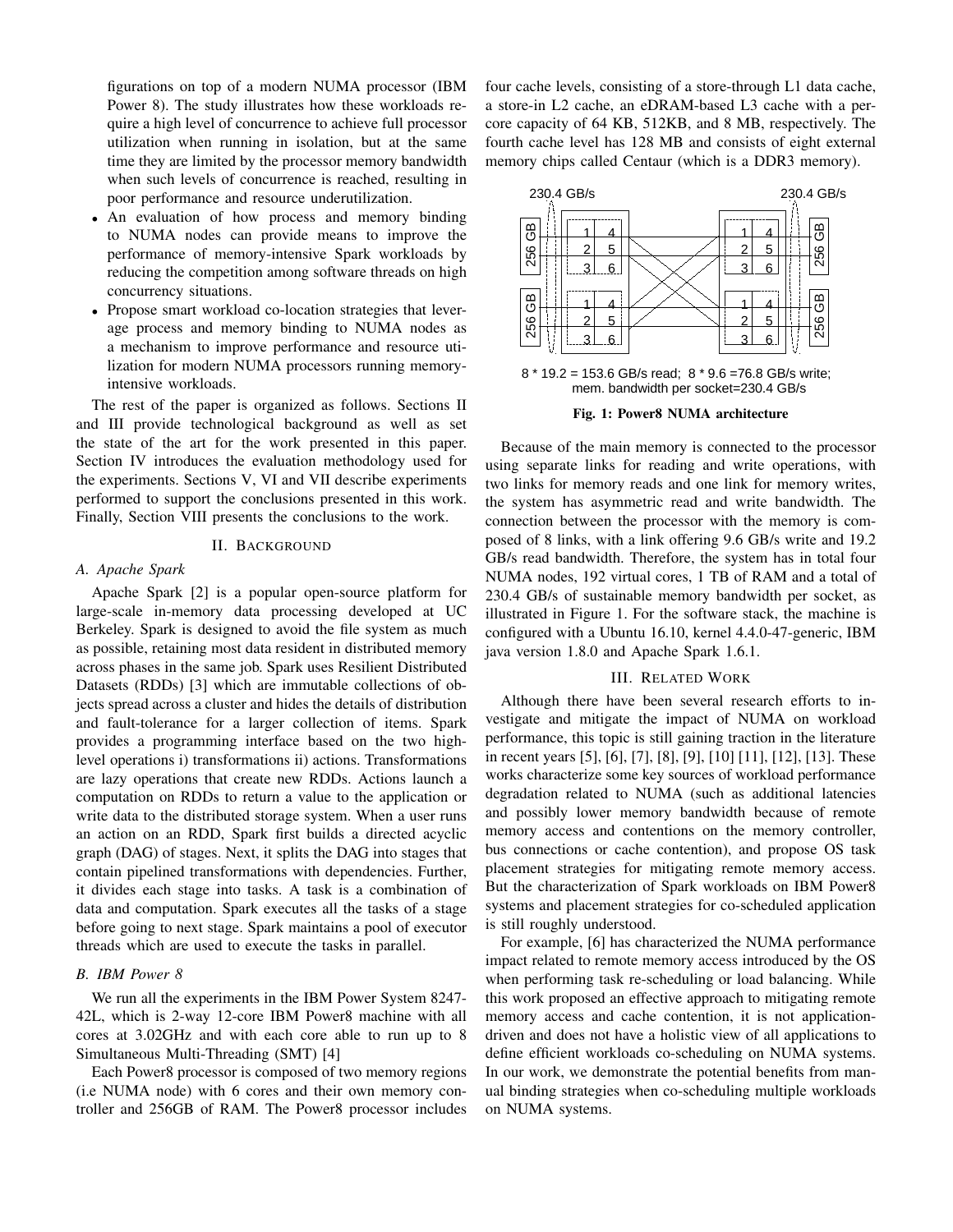figurations on top of a modern NUMA processor (IBM Power 8). The study illustrates how these workloads require a high level of concurrence to achieve full processor utilization when running in isolation, but at the same time they are limited by the processor memory bandwidth when such levels of concurrence is reached, resulting in poor performance and resource underutilization.

- An evaluation of how process and memory binding to NUMA nodes can provide means to improve the performance of memory-intensive Spark workloads by reducing the competition among software threads on high concurrency situations.
- Propose smart workload co-location strategies that leverage process and memory binding to NUMA nodes as a mechanism to improve performance and resource utilization for modern NUMA processors running memory-intensive workloads.

The rest of the paper is organized as follows. Sections II and III provide technological background as well as set the state of the art for the work presented in this paper. Section IV introduces the evaluation methodology used for the experiments. Sections V, VI and VII describe experiments performed to support the conclusions presented in this work. Finally, Section VIII presents the conclusions to the work.

## II. Background

### A. Apache Spark

Apache Spark [2] is a popular open-source platform for large-scale in-memory data processing developed at UC Berkeley. Spark is designed to avoid the file system as much as possible, retaining most data resident in distributed memory across phases in the same job. Spark uses Resilient Distributed Datasets (RDDs) [3] which are immutable collections of objects spread across a cluster and hides the details of distribution and fault-tolerance for a larger collection of items. Spark provides a programming interface based on the two high-level operations i) transformations ii) actions. Transformations are lazy operations that create new RDDs. Actions launch a computation on RDDs to return a value to the application or write data to the distributed storage system. When a user runs an action on an RDD, Spark first builds a directed acyclic graph (DAG) of stages. Next, it splits the DAG into stages that contain pipelined transformations with dependencies. Further, it divides each stage into tasks. A task is a combination of data and computation. Spark executes all the tasks of a stage before going to next stage. Spark maintains a pool of executor threads which are used to execute the tasks in parallel.

### B. IBM Power 8

We run all the experiments in the IBM Power System 8247-42L, which is 2-way 12-core IBM Power8 machine with all cores at 3.02GHz and with each core able to run up to 8 Simultaneous Multi-Threading (SMT) [4]

Each Power8 processor is composed of two memory regions (i.e NUMA node) with 6 cores and their own memory controller and 256GB of RAM. The Power8 processor includes four cache levels, consisting of a store-through L1 data cache, a store-in L2 cache, an eDRAM-based L3 cache with a per-core capacity of 64 KB, 512KB, and 8 MB, respectively. The fourth cache level has 128 MB and consists of eight external memory chips called Centaur (which is a DDR3 memory).

230.4 GB/s 230.4 GB/s

256 GB 256 GB 256 GB 256 GB

8 * 19.2 = 153.6 GB/s read; 8 * 9.6 =76.8 GB/s write; mem. bandwidth per socket=230.4 GB/s

**Fig. 1: Power8 NUMA architecture**

Because of the main memory is connected to the processor using separate links for reading and write operations, with two links for memory reads and one link for memory writes, the system has asymmetric read and write bandwidth. The connection between the processor with the memory is composed of 8 links, with a link offering 9.6 GB/s write and 19.2 GB/s read bandwidth. Therefore, the system has in total four NUMA nodes, 192 virtual cores, 1 TB of RAM and a total of 230.4 GB/s of sustainable memory bandwidth per socket, as illustrated in Figure 1. For the software stack, the machine is configured with a Ubuntu 16.10, kernel 4.4.0-47-generic, IBM java version 1.8.0 and Apache Spark 1.6.1.

## III. Related Work

Although there have been several research efforts to investigate and mitigate the impact of NUMA on workload performance, this topic is still gaining traction in the literature in recent years [5], [6], [7], [8], [9], [10] [11], [12], [13]. These works characterize some key sources of workload performance degradation related to NUMA (such as additional latencies and possibly lower memory bandwidth because of remote memory access and contentions on the memory controller, bus connections or cache contention), and propose OS task placement strategies for mitigating remote memory access. But the characterization of Spark workloads on IBM Power8 systems and placement strategies for co-scheduled application is still roughly understood.

For example, [6] has characterized the NUMA performance impact related to remote memory access introduced by the OS when performing task re-scheduling or load balancing. While this work proposed an effective approach to mitigating remote memory access and cache contention, it is not application-driven and does not have a holistic view of all applications to define efficient workloads co-scheduling on NUMA systems. In our work, we demonstrate the potential benefits from manual binding strategies when co-scheduling multiple workloads on NUMA systems.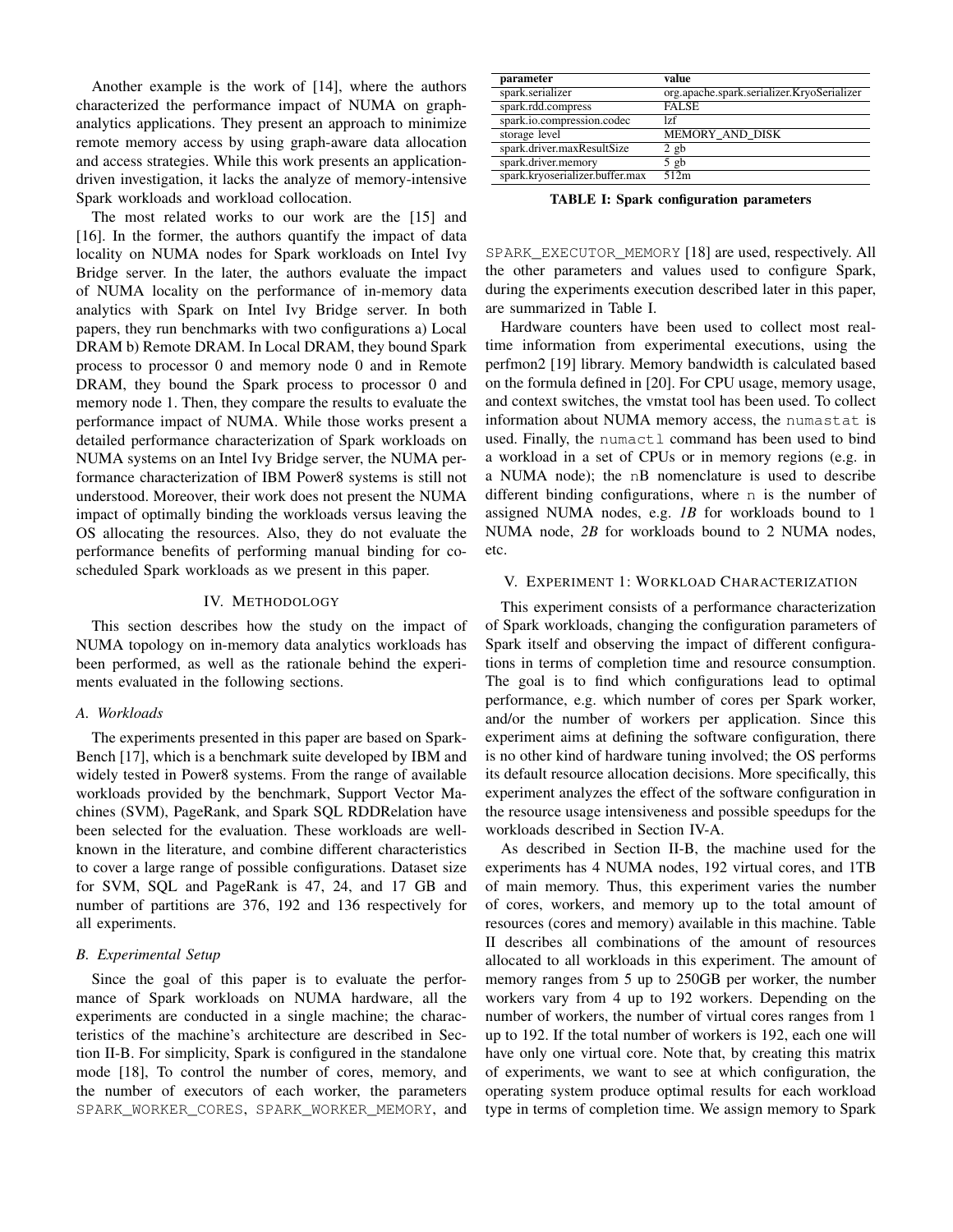Another example is the work of [14], where the authors characterized the performance impact of NUMA on graph-analytics applications. They present an approach to minimize remote memory access by using graph-aware data allocation and access strategies. While this work presents an application-driven investigation, it lacks the analyze of memory-intensive Spark workloads and workload collocation.

The most related works to our work are the [15] and [16]. In the former, the authors quantify the impact of data locality on NUMA nodes for Spark workloads on Intel Ivy Bridge server. In the later, the authors evaluate the impact of NUMA locality on the performance of in-memory data analytics with Spark on Intel Ivy Bridge server. In both papers, they run benchmarks with two configurations a) Local DRAM b) Remote DRAM. In Local DRAM, they bound Spark process to processor 0 and memory node 0 and in Remote DRAM, they bound the Spark process to processor 0 and memory node 1. Then, they compare the results to evaluate the performance impact of NUMA. While those works present a detailed performance characterization of Spark workloads on NUMA systems on an Intel Ivy Bridge server, the NUMA performance characterization of IBM Power8 systems is still not understood. Moreover, their work does not present the NUMA impact of optimally binding the workloads versus leaving the OS allocating the resources. Also, they do not evaluate the performance benefits of performing manual binding for co-scheduled Spark workloads as we present in this paper.

## IV. Methodology

This section describes how the study on the impact of NUMA topology on in-memory data analytics workloads has been performed, as well as the rationale behind the experiments evaluated in the following sections.

### A. Workloads

The experiments presented in this paper are based on Spark-Bench [17], which is a benchmark suite developed by IBM and widely tested in Power8 systems. From the range of available workloads provided by the benchmark, Support Vector Machines (SVM), PageRank, and Spark SQL RDDRelation have been selected for the evaluation. These workloads are well-known in the literature, and combine different characteristics to cover a large range of possible configurations. Dataset size for SVM, SQL and PageRank is 47, 24, and 17 GB and number of partitions are 376, 192 and 136 respectively for all experiments.

### B. Experimental Setup

Since the goal of this paper is to evaluate the performance of Spark workloads on NUMA hardware, all the experiments are conducted in a single machine; the characteristics of the machine's architecture are described in Section II-B. For simplicity, Spark is configured in the standalone mode [18], To control the number of cores, memory, and the number of executors of each worker, the parameters `SPARK_WORKER_CORES`, `SPARK_WORKER_MEMORY`, and `SPARK_EXECUTOR_MEMORY` [18] are used, respectively. All the other parameters and values used to configure Spark, during the experiments execution described later in this paper, are summarized in Table I.

| parameter | value |
|---|---|
| spark.serializer | org.apache.spark.serializer.KryoSerializer |
| spark.rdd.compress | FALSE |
| spark.io.compression.codec | lzf |
| storage level | MEMORY_AND_DISK |
| spark.driver.maxResultSize | 2 gb |
| spark.driver.memory | 5 gb |
| spark.kryoserializer.buffer.max | 512m |

**TABLE I: Spark configuration parameters**

Hardware counters have been used to collect most real-time information from experimental executions, using the perfmon2 [19] library. Memory bandwidth is calculated based on the formula defined in [20]. For CPU usage, memory usage, and context switches, the vmstat tool has been used. To collect information about NUMA memory access, the `numastat` is used. Finally, the `numactl` command has been used to bind a workload in a set of CPUs or in memory regions (e.g. in a NUMA node); the `nB` nomenclature is used to describe different binding configurations, where `n` is the number of assigned NUMA nodes, e.g. *1B* for workloads bound to 1 NUMA node, *2B* for workloads bound to 2 NUMA nodes, etc.

## V. Experiment 1: Workload Characterization

This experiment consists of a performance characterization of Spark workloads, changing the configuration parameters of Spark itself and observing the impact of different configurations in terms of completion time and resource consumption. The goal is to find which configurations lead to optimal performance, e.g. which number of cores per Spark worker, and/or the number of workers per application. Since this experiment aims at defining the software configuration, there is no other kind of hardware tuning involved; the OS performs its default resource allocation decisions. More specifically, this experiment analyzes the effect of the software configuration in the resource usage intensiveness and possible speedups for the workloads described in Section IV-A.

As described in Section II-B, the machine used for the experiments has 4 NUMA nodes, 192 virtual cores, and 1TB of main memory. Thus, this experiment varies the number of cores, workers, and memory up to the total amount of resources (cores and memory) available in this machine. Table II describes all combinations of the amount of resources allocated to all workloads in this experiment. The amount of memory ranges from 5 up to 250GB per worker, the number workers vary from 4 up to 192 workers. Depending on the number of workers, the number of virtual cores ranges from 1 up to 192. If the total number of workers is 192, each one will have only one virtual core. Note that, by creating this matrix of experiments, we want to see at which configuration, the operating system produce optimal results for each workload type in terms of completion time. We assign memory to Spark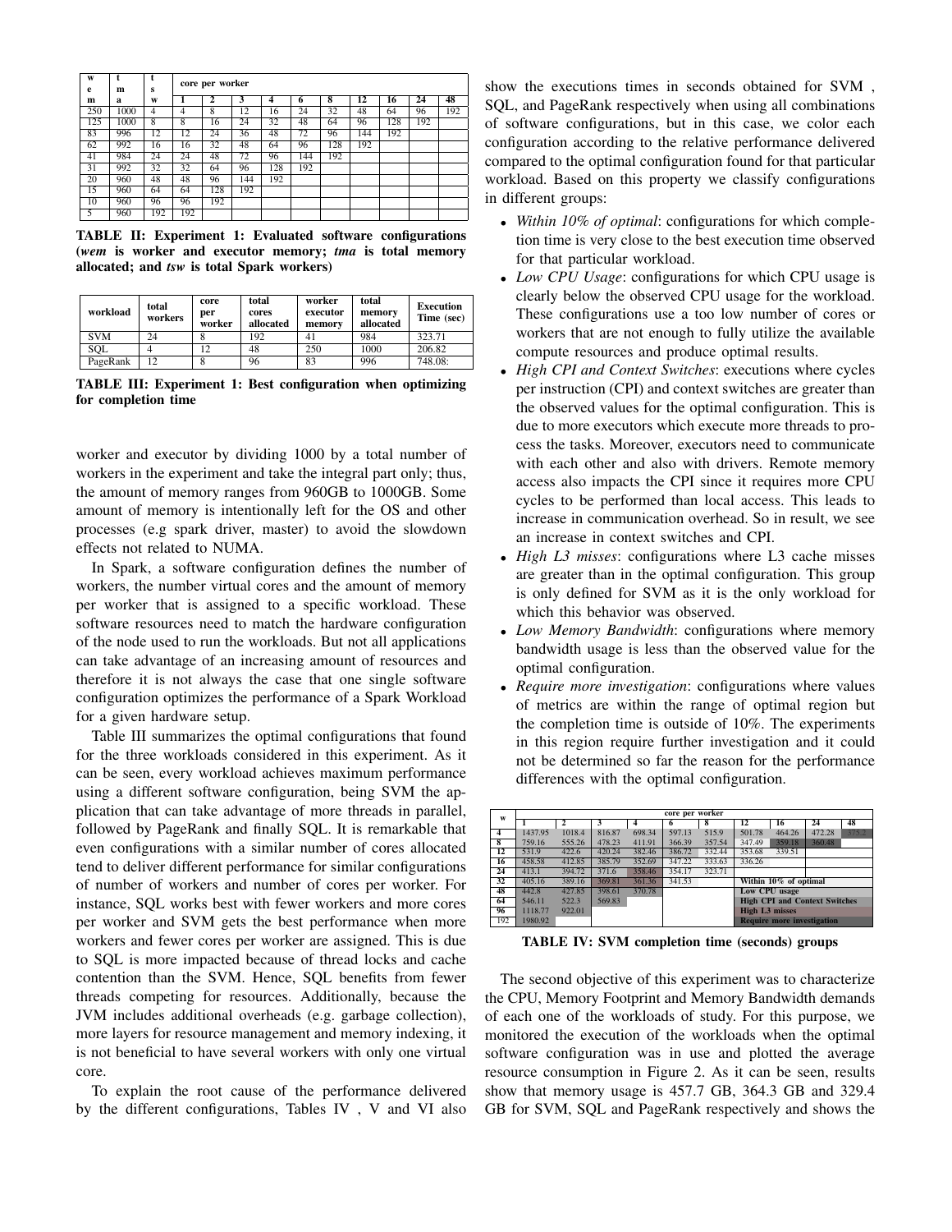| wem | tma | tsw | core per worker | | | | | | | | | | |
|---|---|---|---|---|---|---|---|---|---|---|---|---|---|
| | | | 1 | 2 | 3 | 4 | 6 | 8 | 12 | 16 | 24 | 48 |
| 250 | 1000 | 4 | 4 | 8 | 12 | 16 | 24 | 32 | 48 | 64 | 96 | 192 |
| 125 | 1000 | 8 | 8 | 16 | 24 | 32 | 48 | 64 | 96 | 128 | 192 | |
| 83 | 996 | 12 | 12 | 24 | 36 | 48 | 72 | 96 | 144 | 192 | | |
| 62 | 992 | 16 | 16 | 32 | 48 | 64 | 96 | 128 | 192 | | | |
| 41 | 984 | 24 | 24 | 48 | 72 | 96 | 144 | 192 | | | | |
| 31 | 992 | 32 | 32 | 64 | 96 | 128 | 192 | | | | | |
| 20 | 960 | 48 | 48 | 96 | 144 | 192 | | | | | | |
| 15 | 960 | 64 | 64 | 128 | 192 | | | | | | | |
| 10 | 960 | 96 | 96 | 192 | | | | | | | | |
| 5 | 960 | 192 | 192 | | | | | | | | | |

**TABLE II: Experiment 1: Evaluated software configurations (*wem* is worker and executor memory; *tma* is total memory allocated; and *tsw* is total Spark workers)**

| workload | total workers | core per worker | total cores allocated | worker executor memory | total memory allocated | Execution Time (sec) |
|---|---|---|---|---|---|---|
| SVM | 24 | 8 | 192 | 41 | 984 | 323.71 |
| SQL | 4 | 12 | 48 | 250 | 1000 | 206.82 |
| PageRank | 12 | 8 | 96 | 83 | 996 | 748.08: |

**TABLE III: Experiment 1: Best configuration when optimizing for completion time**

worker and executor by dividing 1000 by a total number of workers in the experiment and take the integral part only; thus, the amount of memory ranges from 960GB to 1000GB. Some amount of memory is intentionally left for the OS and other processes (e.g spark driver, master) to avoid the slowdown effects not related to NUMA.

In Spark, a software configuration defines the number of workers, the number virtual cores and the amount of memory per worker that is assigned to a specific workload. These software resources need to match the hardware configuration of the node used to run the workloads. But not all applications can take advantage of an increasing amount of resources and therefore it is not always the case that one single software configuration optimizes the performance of a Spark Workload for a given hardware setup.

Table III summarizes the optimal configurations that found for the three workloads considered in this experiment. As it can be seen, every workload achieves maximum performance using a different software configuration, being SVM the application that can take advantage of more threads in parallel, followed by PageRank and finally SQL. It is remarkable that even configurations with a similar number of cores allocated tend to deliver different performance for similar configurations of number of workers and number of cores per worker. For instance, SQL works best with fewer workers and more cores per worker and SVM gets the best performance when more workers and fewer cores per worker are assigned. This is due to SQL is more impacted because of thread locks and cache contention than the SVM. Hence, SQL benefits from fewer threads competing for resources. Additionally, because the JVM includes additional overheads (e.g. garbage collection), more layers for resource management and memory indexing, it is not beneficial to have several workers with only one virtual core.

To explain the root cause of the performance delivered by the different configurations, Tables IV , V and VI also show the executions times in seconds obtained for SVM , SQL, and PageRank respectively when using all combinations of software configurations, but in this case, we color each configuration according to the relative performance delivered compared to the optimal configuration found for that particular workload. Based on this property we classify configurations in different groups:

- *Within 10% of optimal*: configurations for which completion time is very close to the best execution time observed for that particular workload.
- *Low CPU Usage*: configurations for which CPU usage is clearly below the observed CPU usage for the workload. These configurations use a too low number of cores or workers that are not enough to fully utilize the available compute resources and produce optimal results.
- *High CPI and Context Switches*: executions where cycles per instruction (CPI) and context switches are greater than the observed values for the optimal configuration. This is due to more executors which execute more threads to process the tasks. Moreover, executors need to communicate with each other and also with drivers. Remote memory access also impacts the CPI since it requires more CPU cycles to be performed than local access. This leads to increase in communication overhead. So in result, we see an increase in context switches and CPI.
- *High L3 misses*: configurations where L3 cache misses are greater than in the optimal configuration. This group is only defined for SVM as it is the only workload for which this behavior was observed.
- *Low Memory Bandwidth*: configurations where memory bandwidth usage is less than the observed value for the optimal configuration.
- *Require more investigation*: configurations where values of metrics are within the range of optimal region but the completion time is outside of 10%. The experiments in this region require further investigation and it could not be determined so far the reason for the performance differences with the optimal configuration.

| w | core per worker | | | | | | | | | |
|---|---|---|---|---|---|---|---|---|---|---|
| | 1 | 2 | 3 | 4 | 6 | 8 | 12 | 16 | 24 | 48 |
| 4 | 1437.95 | 1018.4 | 816.87 | 698.34 | 597.13 | 515.9 | 501.78 | 464.26 | 472.28 | 375.2 |
| 8 | 759.16 | 555.26 | 478.23 | 411.91 | 366.39 | 357.54 | 347.49 | 359.18 | 360.48 | |
| 12 | 531.9 | 422.6 | 420.24 | 382.46 | 386.72 | 332.44 | 353.68 | 339.51 | | |
| 16 | 458.58 | 412.85 | 385.79 | 352.69 | 347.22 | 333.63 | 336.26 | | | |
| 24 | 413.1 | 394.72 | 371.6 | 358.46 | 354.17 | 323.71 | | | | |
| 32 | 405.16 | 389.16 | 369.81 | 361.36 | 341.53 | | Within 10% of optimal | | | |
| 48 | 442.8 | 427.85 | 398.61 | 370.78 | | | Low CPU usage | | | |
| 64 | 546.11 | 522.3 | 569.83 | | | | High CPI and Context Switches | | | |
| 96 | 1118.77 | 922.01 | | | | | High L3 misses | | | |
| 192 | 1980.92 | | | | | | Require more investigation | | | |

**TABLE IV: SVM completion time (seconds) groups**

The second objective of this experiment was to characterize the CPU, Memory Footprint and Memory Bandwidth demands of each one of the workloads of study. For this purpose, we monitored the execution of the workloads when the optimal software configuration was in use and plotted the average resource consumption in Figure 2. As it can be seen, results show that memory usage is 457.7 GB, 364.3 GB and 329.4 GB for SVM, SQL and PageRank respectively and shows the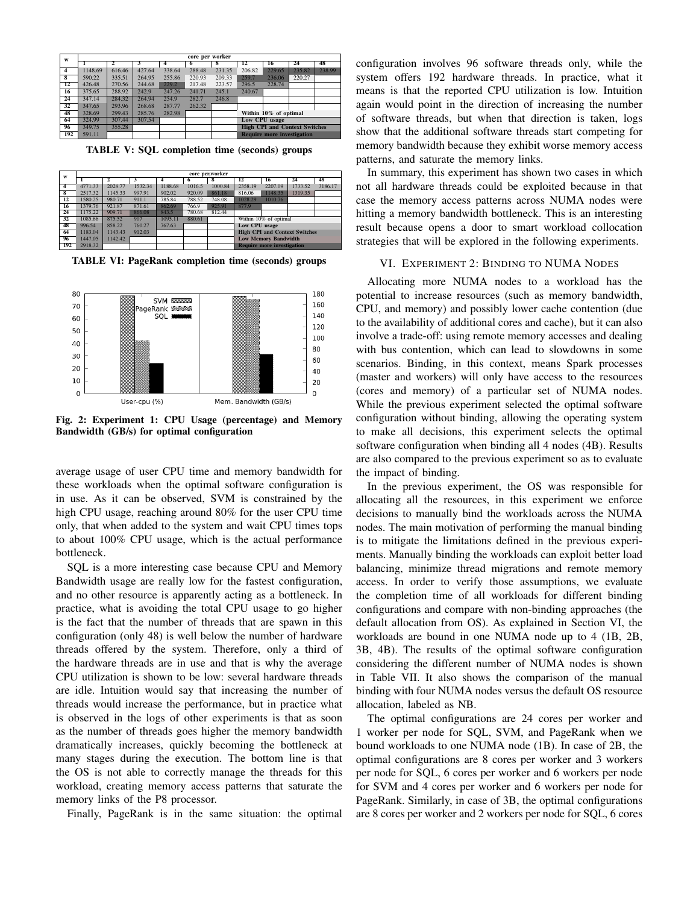| w | core per worker | | | | | | | | | |
|---|---|---|---|---|---|---|---|---|---|---|
| | 1 | 2 | 3 | 4 | 6 | 8 | 12 | 16 | 24 | 48 |
| 4 | 1148.69 | 616.46 | 427.64 | 338.64 | 288.48 | 231.35 | 206.82 | 229.65 | 235.82 | 238.99 |
| 8 | 590.22 | 335.51 | 264.95 | 255.86 | 220.93 | 209.33 | 259.7 | 236.06 | 220.27 | |
| 12 | 426.48 | 270.56 | 244.68 | 229.2 | 217.48 | 223.57 | 296.5 | 228.74 | | |
| 16 | 375.65 | 288.92 | 242.9 | 247.26 | 241.71 | 245.1 | 240.67 | | | |
| 24 | 347.14 | 284.32 | 264.94 | 254.9 | 282.7 | 246.8 | | | | |
| 32 | 347.65 | 293.96 | 268.68 | 287.77 | 262.32 | | | | | |
| 48 | 328.69 | 299.43 | 285.76 | 282.98 | | | Within 10% of optimal | | | |
| 64 | 324.99 | 307.44 | 307.54 | | | | Low CPU usage | | | |
| 96 | 349.75 | 355.28 | | | | | High CPI and Context Switches | | | |
| 192 | 591.11 | | | | | | Require more investigation | | | |

**TABLE V: SQL completion time (seconds) groups**

| w | core per,worker | | | | | | | | | |
|---|---|---|---|---|---|---|---|---|---|---|
| | 1 | 2 | 3 | 4 | 6 | 8 | 12 | 16 | 24 | 48 |
| 4 | 4771.33 | 2028.77 | 1532.34 | 1188.68 | 1016.5 | 1000.84 | 2358.19 | 2207.09 | 1733.52 | 3186.17 |
| 8 | 2517.32 | 1145.33 | 997.91 | 902.02 | 920.09 | 861.18 | 816.06 | 1148.35 | 1319.35 | |
| 12 | 1580.25 | 980.71 | 911.1 | 785.84 | 788.52 | 748.08 | 1028.29 | 1010.76 | | |
| 16 | 1379.76 | 921.87 | 871.61 | 862.69 | 766.9 | 925.91 | 877.9 | | | |
| 24 | 1175.22 | 909.71 | 866.08 | 843.5 | 780.68 | 812.44 | | | | |
| 32 | 1085.66 | 875.52 | 907 | 1095.11 | 880.61 | | Within 10% of optimal | | | |
| 48 | 996.54 | 858.22 | 760.27 | 767.63 | | | Low CPU usage | | | |
| 64 | 1183.04 | 1143.43 | 912.03 | | | | High CPI and Context Switches | | | |
| 96 | 1447.05 | 1142.42 | | | | | Low Memory Bandwidth | | | |
| 192 | 2918.32 | | | | | | Require more investigation | | | |

**TABLE VI: PageRank completion time (seconds) groups**

**Fig. 2: Experiment 1: CPU Usage (percentage) and Memory Bandwidth (GB/s) for optimal configuration**

average usage of user CPU time and memory bandwidth for these workloads when the optimal software configuration is in use. As it can be observed, SVM is constrained by the high CPU usage, reaching around 80% for the user CPU time only, that when added to the system and wait CPU times tops to about 100% CPU usage, which is the actual performance bottleneck.

SQL is a more interesting case because CPU and Memory Bandwidth usage are really low for the fastest configuration, and no other resource is apparently acting as a bottleneck. In practice, what is avoiding the total CPU usage to go higher is the fact that the number of threads that are spawn in this configuration (only 48) is well below the number of hardware threads offered by the system. Therefore, only a third of the hardware threads are in use and that is why the average CPU utilization is shown to be low: several hardware threads are idle. Intuition would say that increasing the number of threads would increase the performance, but in practice what is observed in the logs of other experiments is that as soon as the number of threads goes higher the memory bandwidth dramatically increases, quickly becoming the bottleneck at many stages during the execution. The bottom line is that the OS is not able to correctly manage the threads for this workload, creating memory access patterns that saturate the memory links of the P8 processor.

Finally, PageRank is in the same situation: the optimal configuration involves 96 software threads only, while the system offers 192 hardware threads. In practice, what it means is that the reported CPU utilization is low. Intuition again would point in the direction of increasing the number of software threads, but when that direction is taken, logs show that the additional software threads start competing for memory bandwidth because they exhibit worse memory access patterns, and saturate the memory links.

In summary, this experiment has shown two cases in which not all hardware threads could be exploited because in that case the memory access patterns across NUMA nodes were hitting a memory bandwidth bottleneck. This is an interesting result because opens a door to smart workload collocation strategies that will be explored in the following experiments.

## VI. Experiment 2: Binding to NUMA Nodes

Allocating more NUMA nodes to a workload has the potential to increase resources (such as memory bandwidth, CPU, and memory) and possibly lower cache contention (due to the availability of additional cores and cache), but it can also involve a trade-off: using remote memory accesses and dealing with bus contention, which can lead to slowdowns in some scenarios. Binding, in this context, means Spark processes (master and workers) will only have access to the resources (cores and memory) of a particular set of NUMA nodes. While the previous experiment selected the optimal software configuration without binding, allowing the operating system to make all decisions, this experiment selects the optimal software configuration when binding all 4 nodes (4B). Results are also compared to the previous experiment so as to evaluate the impact of binding.

In the previous experiment, the OS was responsible for allocating all the resources, in this experiment we enforce decisions to manually bind the workloads across the NUMA nodes. The main motivation of performing the manual binding is to mitigate the limitations defined in the previous experiments. Manually binding the workloads can exploit better load balancing, minimize thread migrations and remote memory access. In order to verify those assumptions, we evaluate the completion time of all workloads for different binding configurations and compare with non-binding approaches (the default allocation from OS). As explained in Section VI, the workloads are bound in one NUMA node up to 4 (1B, 2B, 3B, 4B). The results of the optimal software configuration considering the different number of NUMA nodes is shown in Table VII. It also shows the comparison of the manual binding with four NUMA nodes versus the default OS resource allocation, labeled as NB.

The optimal configurations are 24 cores per worker and 1 worker per node for SQL, SVM, and PageRank when we bound workloads to one NUMA node (1B). In case of 2B, the optimal configurations are 8 cores per worker and 3 workers per node for SQL, 6 cores per worker and 6 workers per node for SVM and 4 cores per worker and 6 workers per node for PageRank. Similarly, in case of 3B, the optimal configurations are 8 cores per worker and 2 workers per node for SQL, 6 cores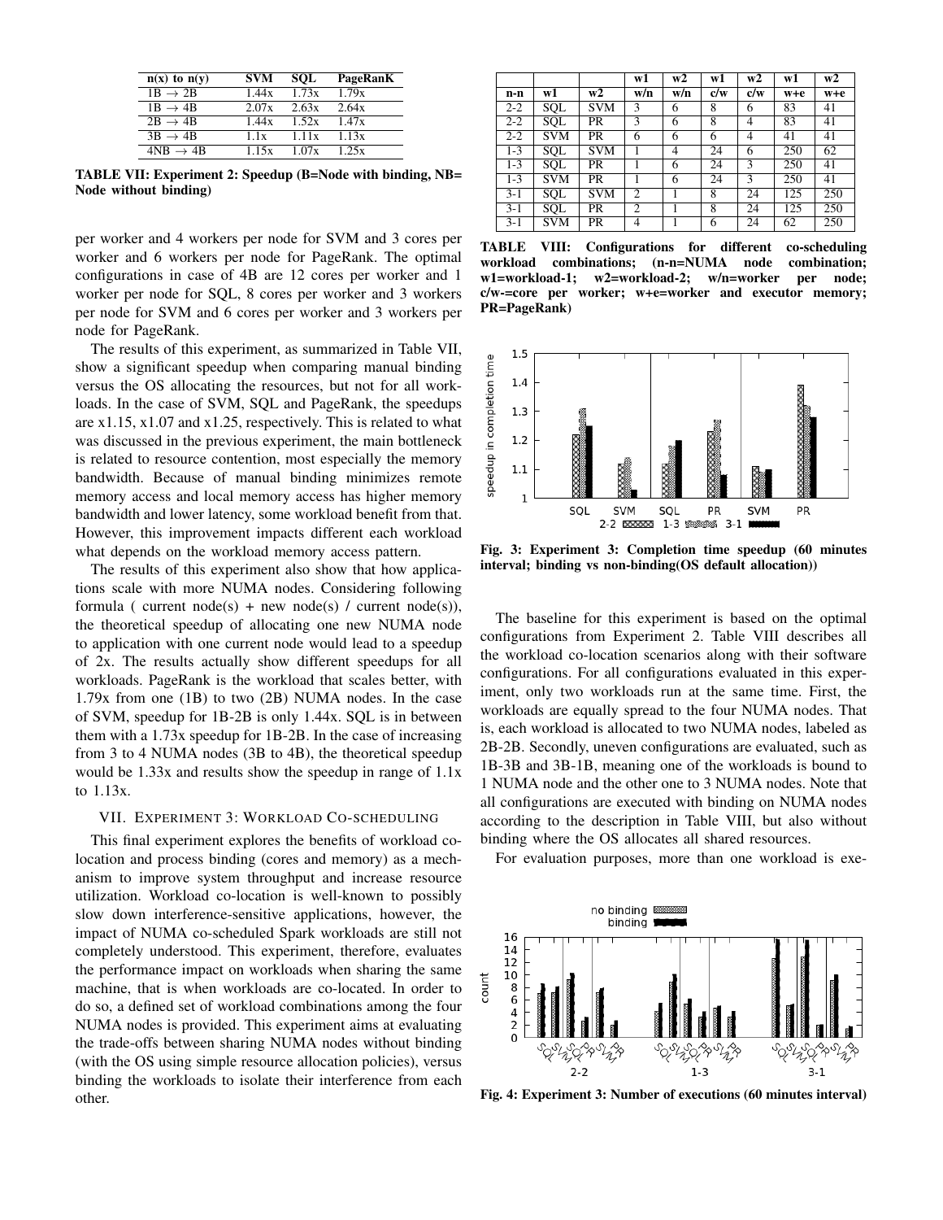| n(x) to n(y) | SVM | SQL | PageRanK |
|---|---|---|---|
| 1B → 2B | 1.44x | 1.73x | 1.79x |
| 1B → 4B | 2.07x | 2.63x | 2.64x |
| 2B → 4B | 1.44x | 1.52x | 1.47x |
| 3B → 4B | 1.1x | 1.11x | 1.13x |
| 4NB → 4B | 1.15x | 1.07x | 1.25x |

**TABLE VII: Experiment 2: Speedup (B=Node with binding, NB= Node without binding)**

per worker and 4 workers per node for SVM and 3 cores per worker and 6 workers per node for PageRank. The optimal configurations in case of 4B are 12 cores per worker and 1 worker per node for SQL, 8 cores per worker and 3 workers per node for SVM and 6 cores per worker and 3 workers per node for PageRank.

The results of this experiment, as summarized in Table VII, show a significant speedup when comparing manual binding versus the OS allocating the resources, but not for all workloads. In the case of SVM, SQL and PageRank, the speedups are x1.15, x1.07 and x1.25, respectively. This is related to what was discussed in the previous experiment, the main bottleneck is related to resource contention, most especially the memory bandwidth. Because of manual binding minimizes remote memory access and local memory access has higher memory bandwidth and lower latency, some workload benefit from that. However, this improvement impacts different each workload what depends on the workload memory access pattern.

The results of this experiment also show that how applications scale with more NUMA nodes. Considering following formula ( current node(s) + new node(s) / current node(s)), the theoretical speedup of allocating one new NUMA node to application with one current node would lead to a speedup of 2x. The results actually show different speedups for all workloads. PageRank is the workload that scales better, with 1.79x from one (1B) to two (2B) NUMA nodes. In the case of SVM, speedup for 1B-2B is only 1.44x. SQL is in between them with a 1.73x speedup for 1B-2B. In the case of increasing from 3 to 4 NUMA nodes (3B to 4B), the theoretical speedup would be 1.33x and results show the speedup in range of 1.1x to 1.13x.

## VII. Experiment 3: Workload Co-scheduling

This final experiment explores the benefits of workload co-location and process binding (cores and memory) as a mechanism to improve system throughput and increase resource utilization. Workload co-location is well-known to possibly slow down interference-sensitive applications, however, the impact of NUMA co-scheduled Spark workloads are still not completely understood. This experiment, therefore, evaluates the performance impact on workloads when sharing the same machine, that is when workloads are co-located. In order to do so, a defined set of workload combinations among the four NUMA nodes is provided. This experiment aims at evaluating the trade-offs between sharing NUMA nodes without binding (with the OS using simple resource allocation policies), versus binding the workloads to isolate their interference from each other.

|  |  |  | w1 | w2 | w1 | w2 | w1 | w2 |
|---|---|---|---|---|---|---|---|---|
| n-n | w1 | w2 | w/n | w/n | c/w | c/w | w+e | w+e |
| 2-2 | SQL | SVM | 3 | 6 | 8 | 6 | 83 | 41 |
| 2-2 | SQL | PR | 3 | 6 | 8 | 4 | 83 | 41 |
| 2-2 | SVM | PR | 6 | 6 | 6 | 4 | 41 | 41 |
| 1-3 | SQL | SVM | 1 | 4 | 24 | 6 | 250 | 62 |
| 1-3 | SQL | PR | 1 | 6 | 24 | 3 | 250 | 41 |
| 1-3 | SVM | PR | 1 | 6 | 24 | 3 | 250 | 41 |
| 3-1 | SQL | SVM | 2 | 1 | 8 | 24 | 125 | 250 |
| 3-1 | SQL | PR | 2 | 1 | 8 | 24 | 125 | 250 |
| 3-1 | SVM | PR | 4 | 1 | 6 | 24 | 62 | 250 |

**TABLE VIII: Configurations for different co-scheduling workload combinations; (n-n=NUMA node combination; w1=workload-1; w2=workload-2; w/n=worker per node; c/w-=core per worker; w+e=worker and executor memory; PR=PageRank)**

**Fig. 3: Experiment 3: Completion time speedup (60 minutes interval; binding vs non-binding(OS default allocation))**

The baseline for this experiment is based on the optimal configurations from Experiment 2. Table VIII describes all the workload co-location scenarios along with their software configurations. For all configurations evaluated in this experiment, only two workloads run at the same time. First, the workloads are equally spread to the four NUMA nodes. That is, each workload is allocated to two NUMA nodes, labeled as 2B-2B. Secondly, uneven configurations are evaluated, such as 1B-3B and 3B-1B, meaning one of the workloads is bound to 1 NUMA node and the other one to 3 NUMA nodes. Note that all configurations are executed with binding on NUMA nodes according to the description in Table VIII, but also without binding where the OS allocates all shared resources.

For evaluation purposes, more than one workload is exe-

**Fig. 4: Experiment 3: Number of executions (60 minutes interval)**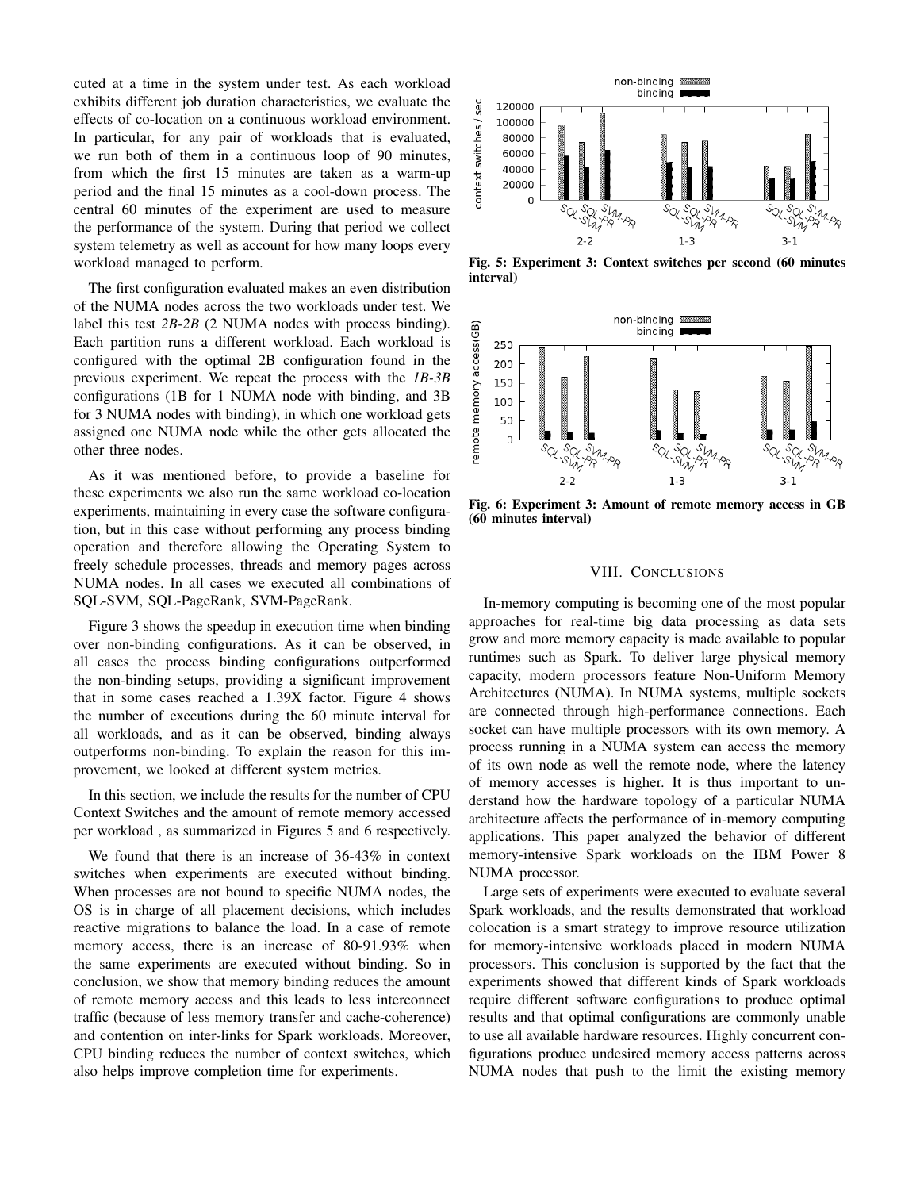cuted at a time in the system under test. As each workload exhibits different job duration characteristics, we evaluate the effects of co-location on a continuous workload environment. In particular, for any pair of workloads that is evaluated, we run both of them in a continuous loop of 90 minutes, from which the first 15 minutes are taken as a warm-up period and the final 15 minutes as a cool-down process. The central 60 minutes of the experiment are used to measure the performance of the system. During that period we collect system telemetry as well as account for how many loops every workload managed to perform.

The first configuration evaluated makes an even distribution of the NUMA nodes across the two workloads under test. We label this test *2B-2B* (2 NUMA nodes with process binding). Each partition runs a different workload. Each workload is configured with the optimal 2B configuration found in the previous experiment. We repeat the process with the *1B-3B* configurations (1B for 1 NUMA node with binding, and 3B for 3 NUMA nodes with binding), in which one workload gets assigned one NUMA node while the other gets allocated the other three nodes.

As it was mentioned before, to provide a baseline for these experiments we also run the same workload co-location experiments, maintaining in every case the software configuration, but in this case without performing any process binding operation and therefore allowing the Operating System to freely schedule processes, threads and memory pages across NUMA nodes. In all cases we executed all combinations of SQL-SVM, SQL-PageRank, SVM-PageRank.

Figure 3 shows the speedup in execution time when binding over non-binding configurations. As it can be observed, in all cases the process binding configurations outperformed the non-binding setups, providing a significant improvement that in some cases reached a 1.39X factor. Figure 4 shows the number of executions during the 60 minute interval for all workloads, and as it can be observed, binding always outperforms non-binding. To explain the reason for this improvement, we looked at different system metrics.

In this section, we include the results for the number of CPU Context Switches and the amount of remote memory accessed per workload , as summarized in Figures 5 and 6 respectively.

We found that there is an increase of 36-43% in context switches when experiments are executed without binding. When processes are not bound to specific NUMA nodes, the OS is in charge of all placement decisions, which includes reactive migrations to balance the load. In a case of remote memory access, there is an increase of 80-91.93% when the same experiments are executed without binding. So in conclusion, we show that memory binding reduces the amount of remote memory access and this leads to less interconnect traffic (because of less memory transfer and cache-coherence) and contention on inter-links for Spark workloads. Moreover, CPU binding reduces the number of context switches, which also helps improve completion time for experiments.

**Fig. 5: Experiment 3: Context switches per second (60 minutes interval)**

**Fig. 6: Experiment 3: Amount of remote memory access in GB (60 minutes interval)**

## VIII. CONCLUSIONS

In-memory computing is becoming one of the most popular approaches for real-time big data processing as data sets grow and more memory capacity is made available to popular runtimes such as Spark. To deliver large physical memory capacity, modern processors feature Non-Uniform Memory Architectures (NUMA). In NUMA systems, multiple sockets are connected through high-performance connections. Each socket can have multiple processors with its own memory. A process running in a NUMA system can access the memory of its own node as well the remote node, where the latency of memory accesses is higher. It is thus important to understand how the hardware topology of a particular NUMA architecture affects the performance of in-memory computing applications. This paper analyzed the behavior of different memory-intensive Spark workloads on the IBM Power 8 NUMA processor.

Large sets of experiments were executed to evaluate several Spark workloads, and the results demonstrated that workload colocation is a smart strategy to improve resource utilization for memory-intensive workloads placed in modern NUMA processors. This conclusion is supported by the fact that the experiments showed that different kinds of Spark workloads require different software configurations to produce optimal results and that optimal configurations are commonly unable to use all available hardware resources. Highly concurrent configurations produce undesired memory access patterns across NUMA nodes that push to the limit the existing memory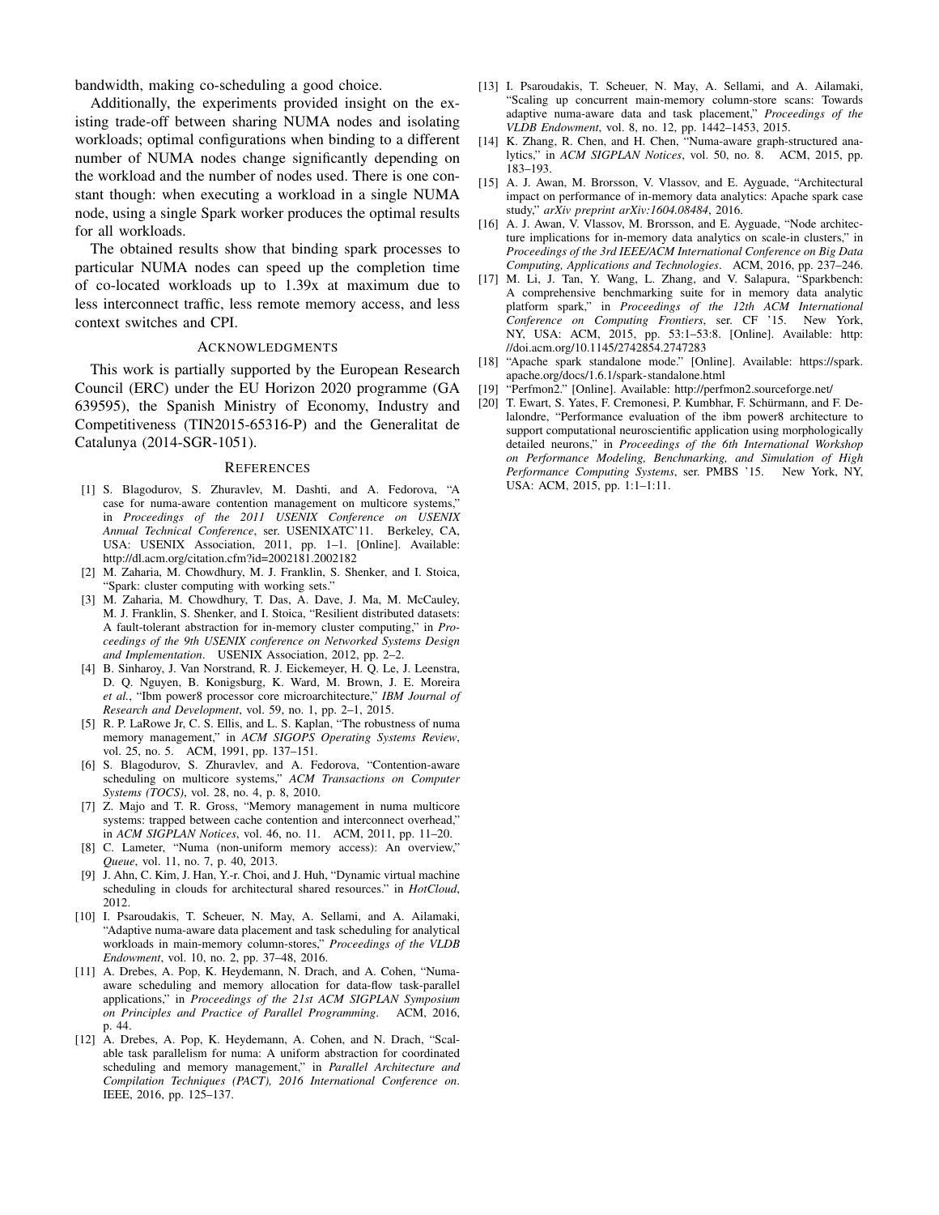bandwidth, making co-scheduling a good choice.

Additionally, the experiments provided insight on the existing trade-off between sharing NUMA nodes and isolating workloads; optimal configurations when binding to a different number of NUMA nodes change significantly depending on the workload and the number of nodes used. There is one constant though: when executing a workload in a single NUMA node, using a single Spark worker produces the optimal results for all workloads.

The obtained results show that binding spark processes to particular NUMA nodes can speed up the completion time of co-located workloads up to 1.39x at maximum due to less interconnect traffic, less remote memory access, and less context switches and CPI.

## Acknowledgments

This work is partially supported by the European Research Council (ERC) under the EU Horizon 2020 programme (GA 639595), the Spanish Ministry of Economy, Industry and Competitiveness (TIN2015-65316-P) and the Generalitat de Catalunya (2014-SGR-1051).

## References

[1] S. Blagodurov, S. Zhuravlev, M. Dashti, and A. Fedorova, "A case for numa-aware contention management on multicore systems," in *Proceedings of the 2011 USENIX Conference on USENIX Annual Technical Conference*, ser. USENIXATC'11. Berkeley, CA, USA: USENIX Association, 2011, pp. 1–1. [Online]. Available: http://dl.acm.org/citation.cfm?id=2002181.2002182

[2] M. Zaharia, M. Chowdhury, M. J. Franklin, S. Shenker, and I. Stoica, "Spark: cluster computing with working sets."

[3] M. Zaharia, M. Chowdhury, T. Das, A. Dave, J. Ma, M. McCauley, M. J. Franklin, S. Shenker, and I. Stoica, "Resilient distributed datasets: A fault-tolerant abstraction for in-memory cluster computing," in *Proceedings of the 9th USENIX conference on Networked Systems Design and Implementation*. USENIX Association, 2012, pp. 2–2.

[4] B. Sinharoy, J. Van Norstrand, R. J. Eickemeyer, H. Q. Le, J. Leenstra, D. Q. Nguyen, B. Konigsburg, K. Ward, M. Brown, J. E. Moreira *et al.*, "Ibm power8 processor core microarchitecture," *IBM Journal of Research and Development*, vol. 59, no. 1, pp. 2–1, 2015.

[5] R. P. LaRowe Jr, C. S. Ellis, and L. S. Kaplan, "The robustness of numa memory management," in *ACM SIGOPS Operating Systems Review*, vol. 25, no. 5. ACM, 1991, pp. 137–151.

[6] S. Blagodurov, S. Zhuravlev, and A. Fedorova, "Contention-aware scheduling on multicore systems," *ACM Transactions on Computer Systems (TOCS)*, vol. 28, no. 4, p. 8, 2010.

[7] Z. Majo and T. R. Gross, "Memory management in numa multicore systems: trapped between cache contention and interconnect overhead," in *ACM SIGPLAN Notices*, vol. 46, no. 11. ACM, 2011, pp. 11–20.

[8] C. Lameter, "Numa (non-uniform memory access): An overview," *Queue*, vol. 11, no. 7, p. 40, 2013.

[9] J. Ahn, C. Kim, J. Han, Y.-r. Choi, and J. Huh, "Dynamic virtual machine scheduling in clouds for architectural shared resources." in *HotCloud*, 2012.

[10] I. Psaroudakis, T. Scheuer, N. May, A. Sellami, and A. Ailamaki, "Adaptive numa-aware data placement and task scheduling for analytical workloads in main-memory column-stores," *Proceedings of the VLDB Endowment*, vol. 10, no. 2, pp. 37–48, 2016.

[11] A. Drebes, A. Pop, K. Heydemann, N. Drach, and A. Cohen, "Numa-aware scheduling and memory allocation for data-flow task-parallel applications," in *Proceedings of the 21st ACM SIGPLAN Symposium on Principles and Practice of Parallel Programming*. ACM, 2016, p. 44.

[12] A. Drebes, A. Pop, K. Heydemann, A. Cohen, and N. Drach, "Scalable task parallelism for numa: A uniform abstraction for coordinated scheduling and memory management," in *Parallel Architecture and Compilation Techniques (PACT), 2016 International Conference on*. IEEE, 2016, pp. 125–137.

[13] I. Psaroudakis, T. Scheuer, N. May, A. Sellami, and A. Ailamaki, "Scaling up concurrent main-memory column-store scans: Towards adaptive numa-aware data and task placement," *Proceedings of the VLDB Endowment*, vol. 8, no. 12, pp. 1442–1453, 2015.

[14] K. Zhang, R. Chen, and H. Chen, "Numa-aware graph-structured analytics," in *ACM SIGPLAN Notices*, vol. 50, no. 8. ACM, 2015, pp. 183–193.

[15] A. J. Awan, M. Brorsson, V. Vlassov, and E. Ayguade, "Architectural impact on performance of in-memory data analytics: Apache spark case study," *arXiv preprint arXiv:1604.08484*, 2016.

[16] A. J. Awan, V. Vlassov, M. Brorsson, and E. Ayguade, "Node architecture implications for in-memory data analytics on scale-in clusters," in *Proceedings of the 3rd IEEE/ACM International Conference on Big Data Computing, Applications and Technologies*. ACM, 2016, pp. 237–246.

[17] M. Li, J. Tan, Y. Wang, L. Zhang, and V. Salapura, "Sparkbench: A comprehensive benchmarking suite for in memory data analytic platform spark," in *Proceedings of the 12th ACM International Conference on Computing Frontiers*, ser. CF '15. New York, NY, USA: ACM, 2015, pp. 53:1–53:8. [Online]. Available: http://doi.acm.org/10.1145/2742854.2747283

[18] "Apache spark standalone mode." [Online]. Available: https://spark.apache.org/docs/1.6.1/spark-standalone.html

[19] "Perfmon2." [Online]. Available: http://perfmon2.sourceforge.net/

[20] T. Ewart, S. Yates, F. Cremonesi, P. Kumbhar, F. Schürmann, and F. Delalondre, "Performance evaluation of the ibm power8 architecture to support computational neuroscientific application using morphologically detailed neurons," in *Proceedings of the 6th International Workshop on Performance Modeling, Benchmarking, and Simulation of High Performance Computing Systems*, ser. PMBS '15. New York, NY, USA: ACM, 2015, pp. 1:1–1:11.